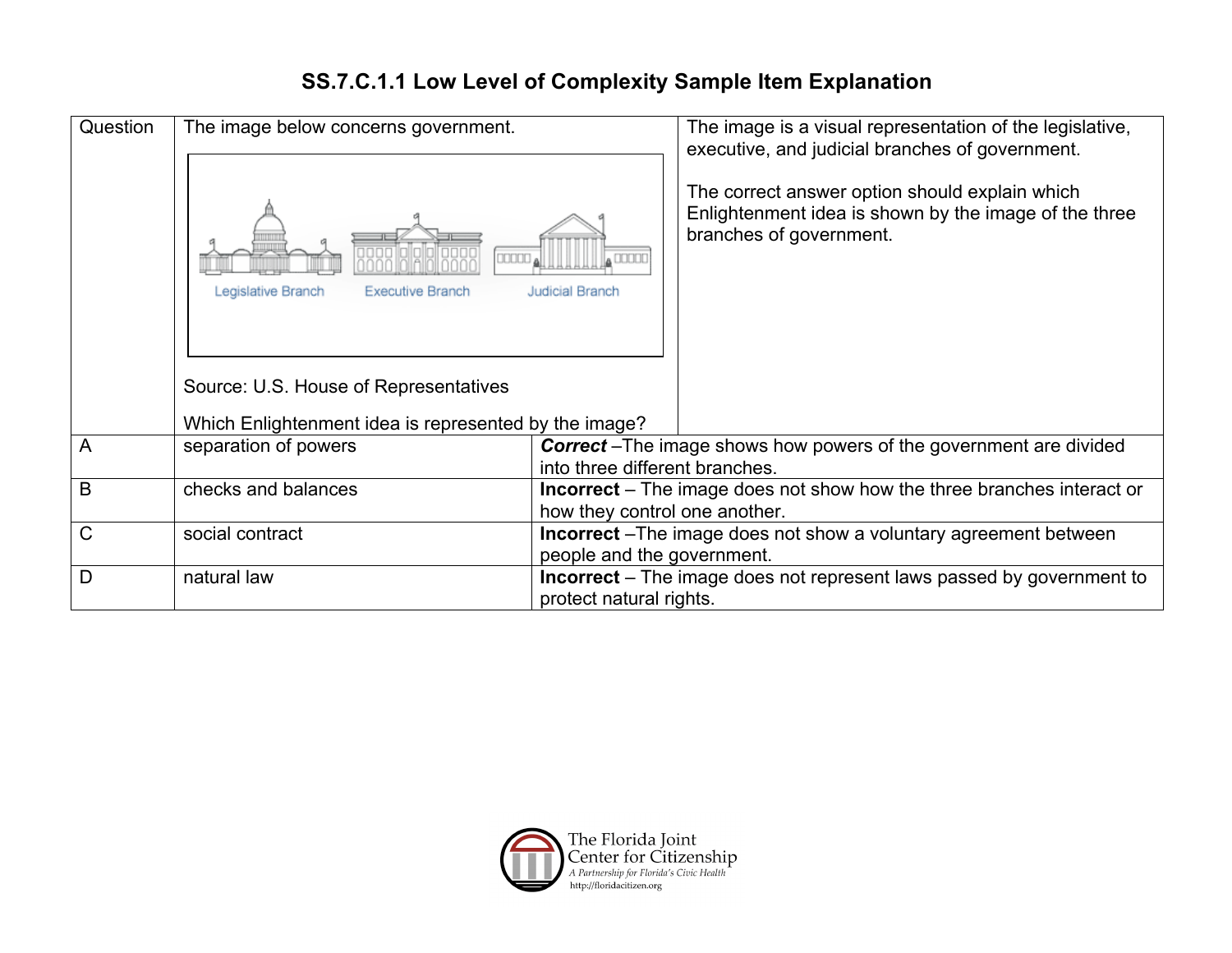# SS.7.C.1.1 Low Level of Complexity Sample Item Explanation

| Question | The image below concerns government.<br><br>Legislative Branch   Executive Branch   Judicial Branch<br><br>Source: U.S. House of Representatives<br><br>Which Enlightenment idea is represented by the image? | The image is a visual representation of the legislative, executive, and judicial branches of government.<br><br>The correct answer option should explain which Enlightenment idea is shown by the image of the three branches of government. |
|---|---|---|
| A | separation of powers | ***Correct*** –The image shows how powers of the government are divided into three different branches. |
| B | checks and balances | **Incorrect** – The image does not show how the three branches interact or how they control one another. |
| C | social contract | **Incorrect** –The image does not show a voluntary agreement between people and the government. |
| D | natural law | **Incorrect** – The image does not represent laws passed by government to protect natural rights. |

The Florida Joint Center for Citizenship
*A Partnership for Florida's Civic Health*
http://floridacitizen.org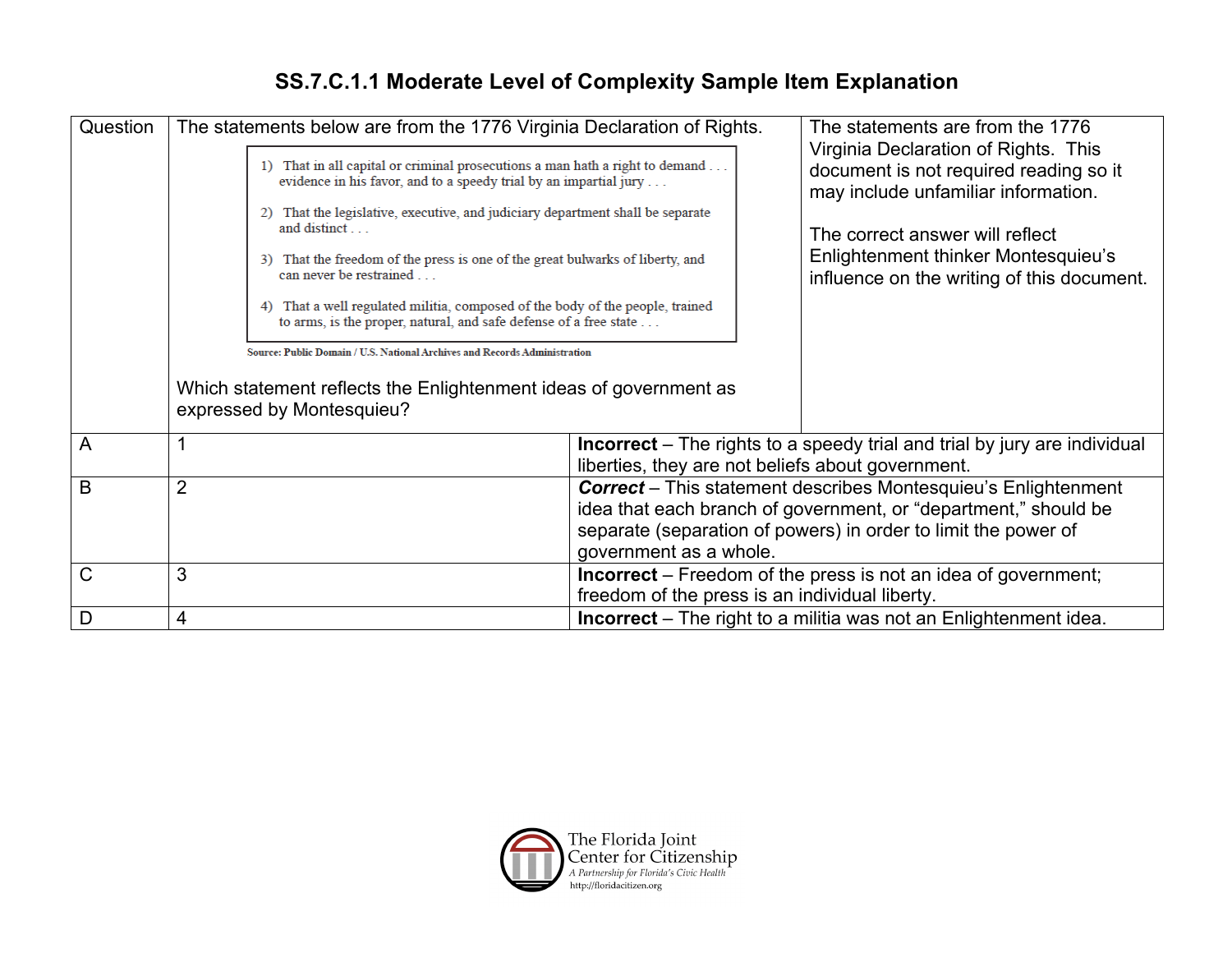# SS.7.C.1.1 Moderate Level of Complexity Sample Item Explanation

| Question | The statements below are from the 1776 Virginia Declaration of Rights.<br><br>1) That in all capital or criminal prosecutions a man hath a right to demand . . . evidence in his favor, and to a speedy trial by an impartial jury . . .<br><br>2) That the legislative, executive, and judiciary department shall be separate and distinct . . .<br><br>3) That the freedom of the press is one of the great bulwarks of liberty, and can never be restrained . . .<br><br>4) That a well regulated militia, composed of the body of the people, trained to arms, is the proper, natural, and safe defense of a free state . . .<br><br>**Source: Public Domain / U.S. National Archives and Records Administration**<br><br>Which statement reflects the Enlightenment ideas of government as expressed by Montesquieu? | The statements are from the 1776 Virginia Declaration of Rights. This document is not required reading so it may include unfamiliar information.<br><br>The correct answer will reflect Enlightenment thinker Montesquieu's influence on the writing of this document. |
|---|---|---|
| A | 1 | **Incorrect** – The rights to a speedy trial and trial by jury are individual liberties, they are not beliefs about government. |
| B | 2 | ***Correct*** – This statement describes Montesquieu's Enlightenment idea that each branch of government, or "department," should be separate (separation of powers) in order to limit the power of government as a whole. |
| C | 3 | **Incorrect** – Freedom of the press is not an idea of government; freedom of the press is an individual liberty. |
| D | 4 | **Incorrect** – The right to a militia was not an Enlightenment idea. |

The Florida Joint Center for Citizenship
*A Partnership for Florida's Civic Health*
http://floridacitizen.org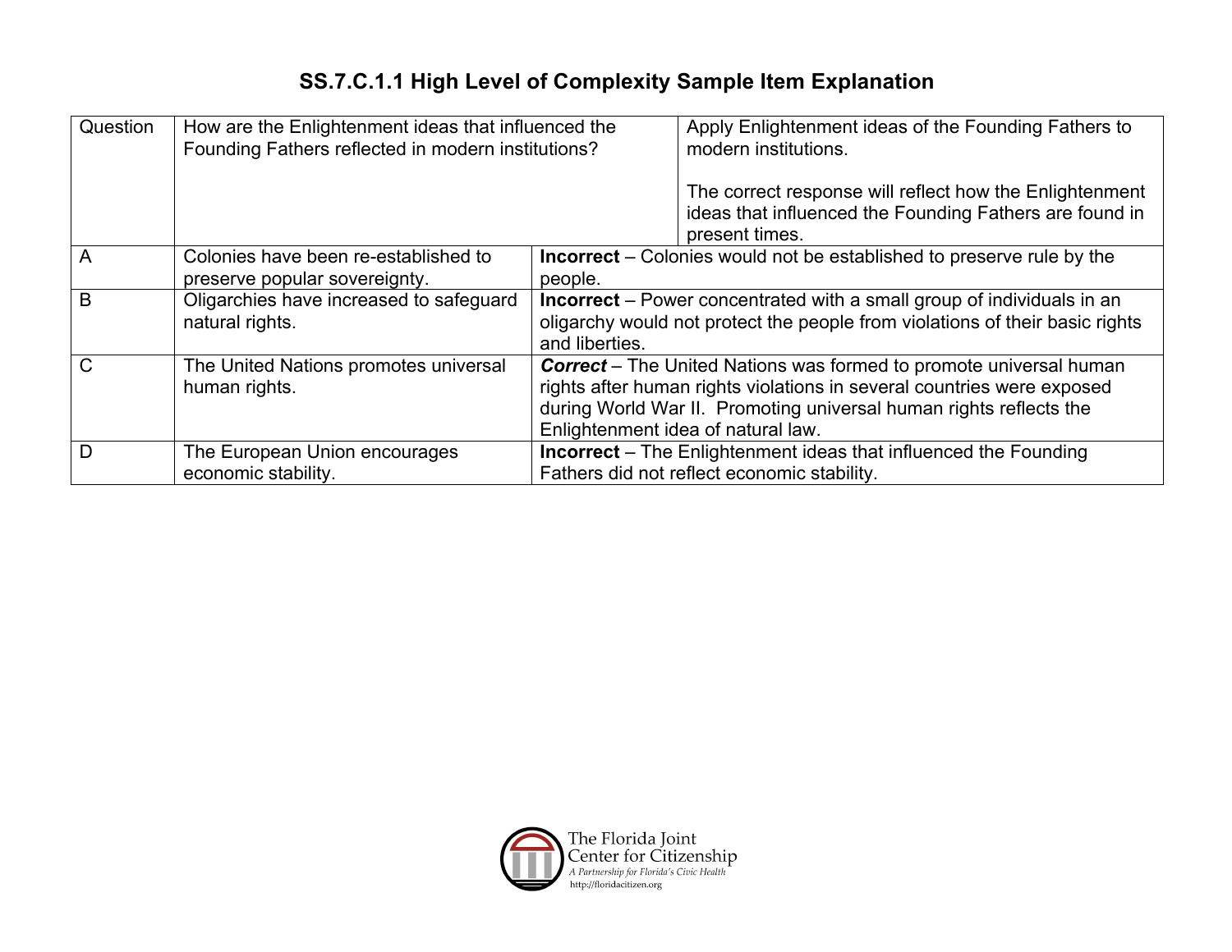# SS.7.C.1.1 High Level of Complexity Sample Item Explanation

| | | |
|---|---|---|
| Question | How are the Enlightenment ideas that influenced the Founding Fathers reflected in modern institutions? | Apply Enlightenment ideas of the Founding Fathers to modern institutions.<br><br>The correct response will reflect how the Enlightenment ideas that influenced the Founding Fathers are found in present times. |
| A | Colonies have been re-established to preserve popular sovereignty. | **Incorrect** – Colonies would not be established to preserve rule by the people. |
| B | Oligarchies have increased to safeguard natural rights. | **Incorrect** – Power concentrated with a small group of individuals in an oligarchy would not protect the people from violations of their basic rights and liberties. |
| C | The United Nations promotes universal human rights. | ***Correct*** – The United Nations was formed to promote universal human rights after human rights violations in several countries were exposed during World War II. Promoting universal human rights reflects the Enlightenment idea of natural law. |
| D | The European Union encourages economic stability. | **Incorrect** – The Enlightenment ideas that influenced the Founding Fathers did not reflect economic stability. |

The Florida Joint Center for Citizenship
*A Partnership for Florida's Civic Health*
http://floridacitizen.org